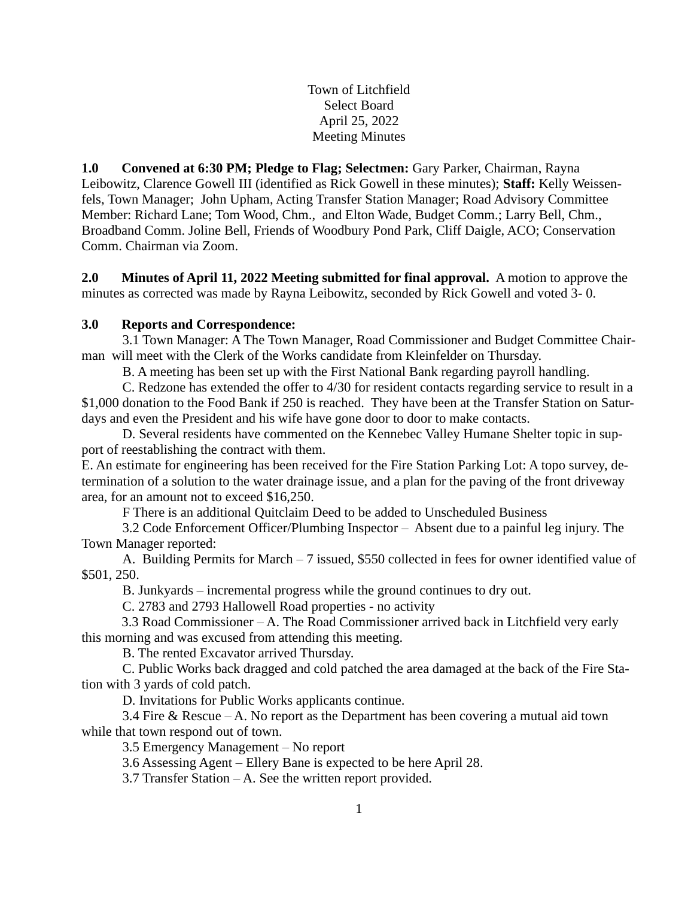Town of Litchfield
Select Board
April 25, 2022
Meeting Minutes

**1.0 Convened at 6:30 PM; Pledge to Flag; Selectmen:** Gary Parker, Chairman, Rayna Leibowitz, Clarence Gowell III (identified as Rick Gowell in these minutes); **Staff:** Kelly Weissenfels, Town Manager; John Upham, Acting Transfer Station Manager; Road Advisory Committee Member: Richard Lane; Tom Wood, Chm., and Elton Wade, Budget Comm.; Larry Bell, Chm., Broadband Comm. Joline Bell, Friends of Woodbury Pond Park, Cliff Daigle, ACO; Conservation Comm. Chairman via Zoom.

**2.0 Minutes of April 11, 2022 Meeting submitted for final approval.** A motion to approve the minutes as corrected was made by Rayna Leibowitz, seconded by Rick Gowell and voted 3- 0.

**3.0 Reports and Correspondence:**

3.1 Town Manager: A The Town Manager, Road Commissioner and Budget Committee Chairman will meet with the Clerk of the Works candidate from Kleinfelder on Thursday.

B. A meeting has been set up with the First National Bank regarding payroll handling.

C. Redzone has extended the offer to 4/30 for resident contacts regarding service to result in a $1,000 donation to the Food Bank if 250 is reached. They have been at the Transfer Station on Saturdays and even the President and his wife have gone door to door to make contacts.

D. Several residents have commented on the Kennebec Valley Humane Shelter topic in support of reestablishing the contract with them.

E. An estimate for engineering has been received for the Fire Station Parking Lot: A topo survey, determination of a solution to the water drainage issue, and a plan for the paving of the front driveway area, for an amount not to exceed $16,250.

F There is an additional Quitclaim Deed to be added to Unscheduled Business

3.2 Code Enforcement Officer/Plumbing Inspector – Absent due to a painful leg injury. The Town Manager reported:

A. Building Permits for March – 7 issued, $550 collected in fees for owner identified value of $501, 250.

B. Junkyards – incremental progress while the ground continues to dry out.

C. 2783 and 2793 Hallowell Road properties - no activity

3.3 Road Commissioner – A. The Road Commissioner arrived back in Litchfield very early this morning and was excused from attending this meeting.

B. The rented Excavator arrived Thursday.

C. Public Works back dragged and cold patched the area damaged at the back of the Fire Station with 3 yards of cold patch.

D. Invitations for Public Works applicants continue.

3.4 Fire & Rescue – A. No report as the Department has been covering a mutual aid town while that town respond out of town.

3.5 Emergency Management – No report

3.6 Assessing Agent – Ellery Bane is expected to be here April 28.

3.7 Transfer Station – A. See the written report provided.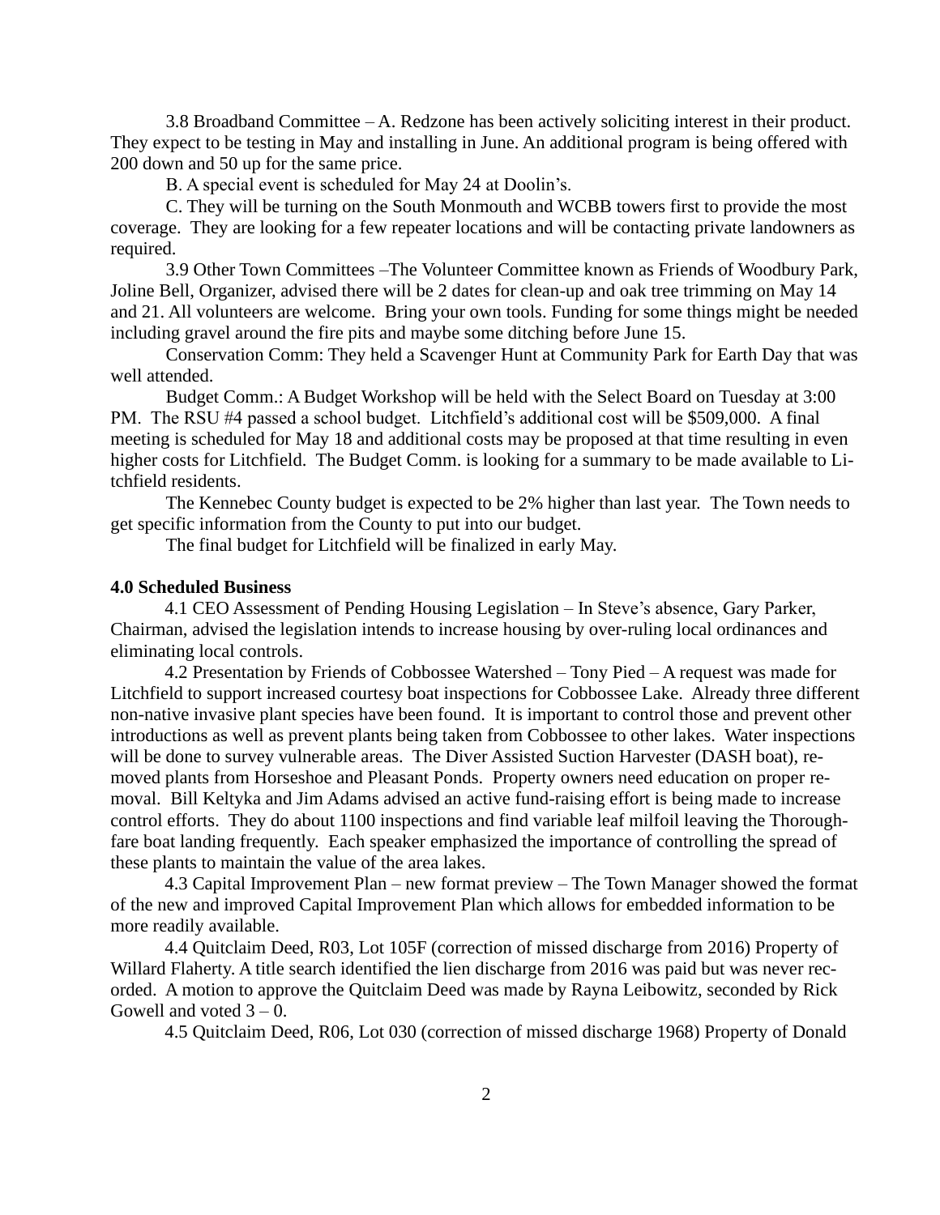3.8 Broadband Committee – A. Redzone has been actively soliciting interest in their product. They expect to be testing in May and installing in June. An additional program is being offered with 200 down and 50 up for the same price.

B. A special event is scheduled for May 24 at Doolin's.

C. They will be turning on the South Monmouth and WCBB towers first to provide the most coverage. They are looking for a few repeater locations and will be contacting private landowners as required.

3.9 Other Town Committees –The Volunteer Committee known as Friends of Woodbury Park, Joline Bell, Organizer, advised there will be 2 dates for clean-up and oak tree trimming on May 14 and 21. All volunteers are welcome. Bring your own tools. Funding for some things might be needed including gravel around the fire pits and maybe some ditching before June 15.

Conservation Comm: They held a Scavenger Hunt at Community Park for Earth Day that was well attended.

Budget Comm.: A Budget Workshop will be held with the Select Board on Tuesday at 3:00 PM. The RSU #4 passed a school budget. Litchfield's additional cost will be $509,000. A final meeting is scheduled for May 18 and additional costs may be proposed at that time resulting in even higher costs for Litchfield. The Budget Comm. is looking for a summary to be made available to Litchfield residents.

The Kennebec County budget is expected to be 2% higher than last year. The Town needs to get specific information from the County to put into our budget.

The final budget for Litchfield will be finalized in early May.

**4.0 Scheduled Business**

4.1 CEO Assessment of Pending Housing Legislation – In Steve's absence, Gary Parker, Chairman, advised the legislation intends to increase housing by over-ruling local ordinances and eliminating local controls.

4.2 Presentation by Friends of Cobbossee Watershed – Tony Pied – A request was made for Litchfield to support increased courtesy boat inspections for Cobbossee Lake. Already three different non-native invasive plant species have been found. It is important to control those and prevent other introductions as well as prevent plants being taken from Cobbossee to other lakes. Water inspections will be done to survey vulnerable areas. The Diver Assisted Suction Harvester (DASH boat), removed plants from Horseshoe and Pleasant Ponds. Property owners need education on proper removal. Bill Keltyka and Jim Adams advised an active fund-raising effort is being made to increase control efforts. They do about 1100 inspections and find variable leaf milfoil leaving the Thoroughfare boat landing frequently. Each speaker emphasized the importance of controlling the spread of these plants to maintain the value of the area lakes.

4.3 Capital Improvement Plan – new format preview – The Town Manager showed the format of the new and improved Capital Improvement Plan which allows for embedded information to be more readily available.

4.4 Quitclaim Deed, R03, Lot 105F (correction of missed discharge from 2016) Property of Willard Flaherty. A title search identified the lien discharge from 2016 was paid but was never recorded. A motion to approve the Quitclaim Deed was made by Rayna Leibowitz, seconded by Rick Gowell and voted 3 – 0.

4.5 Quitclaim Deed, R06, Lot 030 (correction of missed discharge 1968) Property of Donald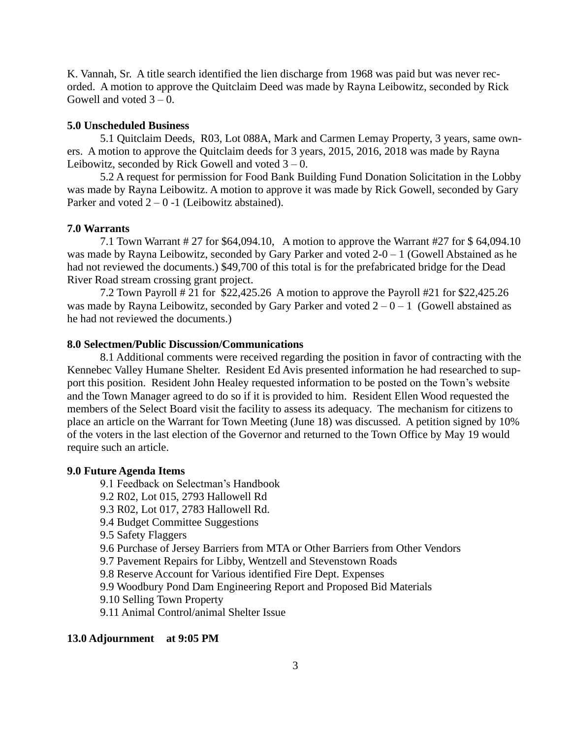K. Vannah, Sr. A title search identified the lien discharge from 1968 was paid but was never recorded. A motion to approve the Quitclaim Deed was made by Rayna Leibowitz, seconded by Rick Gowell and voted 3 – 0.

**5.0 Unscheduled Business**

5.1 Quitclaim Deeds, R03, Lot 088A, Mark and Carmen Lemay Property, 3 years, same owners. A motion to approve the Quitclaim deeds for 3 years, 2015, 2016, 2018 was made by Rayna Leibowitz, seconded by Rick Gowell and voted 3 – 0.

5.2 A request for permission for Food Bank Building Fund Donation Solicitation in the Lobby was made by Rayna Leibowitz. A motion to approve it was made by Rick Gowell, seconded by Gary Parker and voted 2 – 0 -1 (Leibowitz abstained).

**7.0 Warrants**

7.1 Town Warrant # 27 for $64,094.10, A motion to approve the Warrant #27 for $ 64,094.10 was made by Rayna Leibowitz, seconded by Gary Parker and voted 2-0 – 1 (Gowell Abstained as he had not reviewed the documents.) $49,700 of this total is for the prefabricated bridge for the Dead River Road stream crossing grant project.

7.2 Town Payroll # 21 for $22,425.26 A motion to approve the Payroll #21 for $22,425.26 was made by Rayna Leibowitz, seconded by Gary Parker and voted 2 – 0 – 1 (Gowell abstained as he had not reviewed the documents.)

**8.0 Selectmen/Public Discussion/Communications**

8.1 Additional comments were received regarding the position in favor of contracting with the Kennebec Valley Humane Shelter. Resident Ed Avis presented information he had researched to support this position. Resident John Healey requested information to be posted on the Town's website and the Town Manager agreed to do so if it is provided to him. Resident Ellen Wood requested the members of the Select Board visit the facility to assess its adequacy. The mechanism for citizens to place an article on the Warrant for Town Meeting (June 18) was discussed. A petition signed by 10% of the voters in the last election of the Governor and returned to the Town Office by May 19 would require such an article.

**9.0 Future Agenda Items**

9.1 Feedback on Selectman's Handbook
9.2 R02, Lot 015, 2793 Hallowell Rd
9.3 R02, Lot 017, 2783 Hallowell Rd.
9.4 Budget Committee Suggestions
9.5 Safety Flaggers
9.6 Purchase of Jersey Barriers from MTA or Other Barriers from Other Vendors
9.7 Pavement Repairs for Libby, Wentzell and Stevenstown Roads
9.8 Reserve Account for Various identified Fire Dept. Expenses
9.9 Woodbury Pond Dam Engineering Report and Proposed Bid Materials
9.10 Selling Town Property
9.11 Animal Control/animal Shelter Issue

**13.0 Adjournment at 9:05 PM**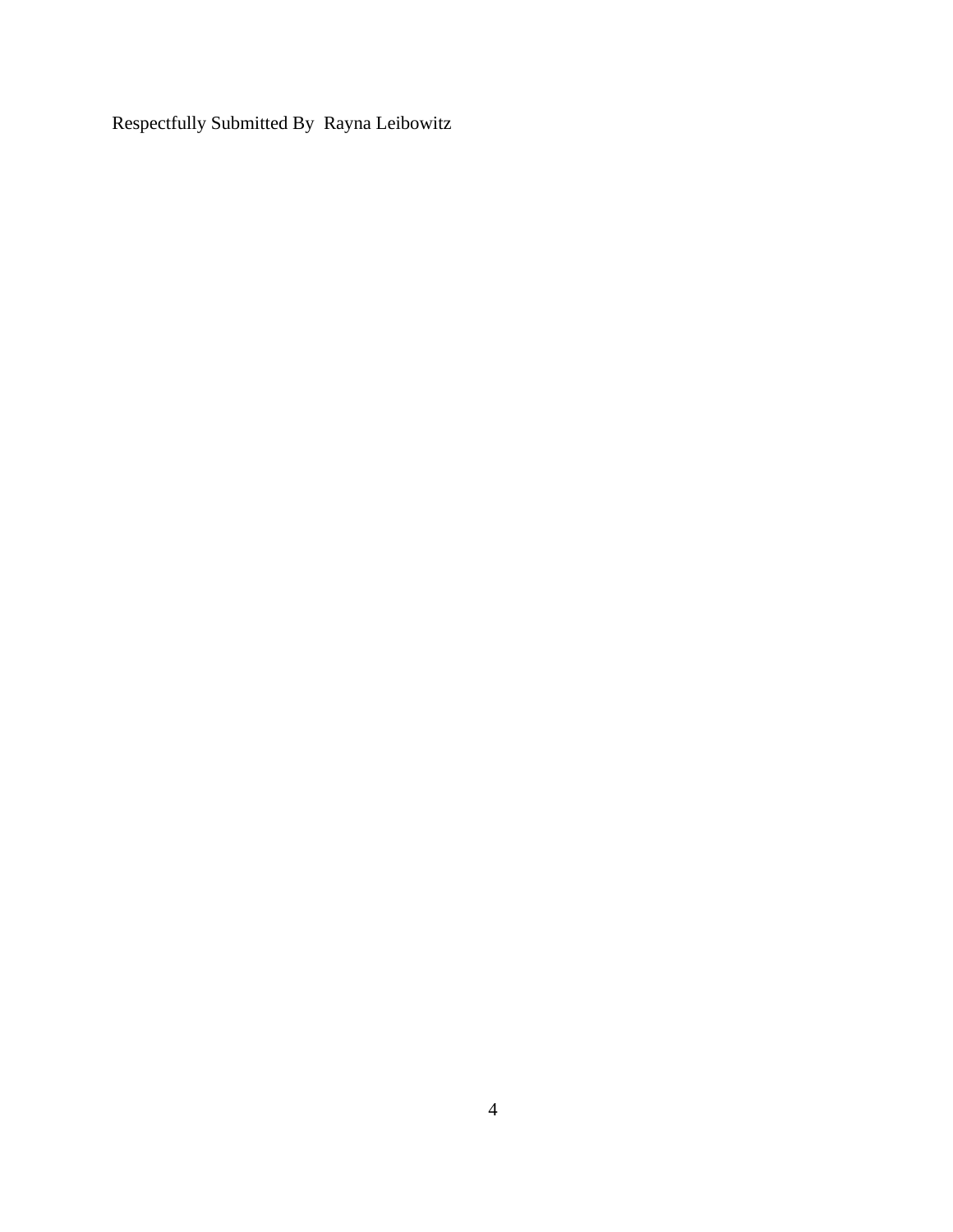Respectfully Submitted By  Rayna Leibowitz